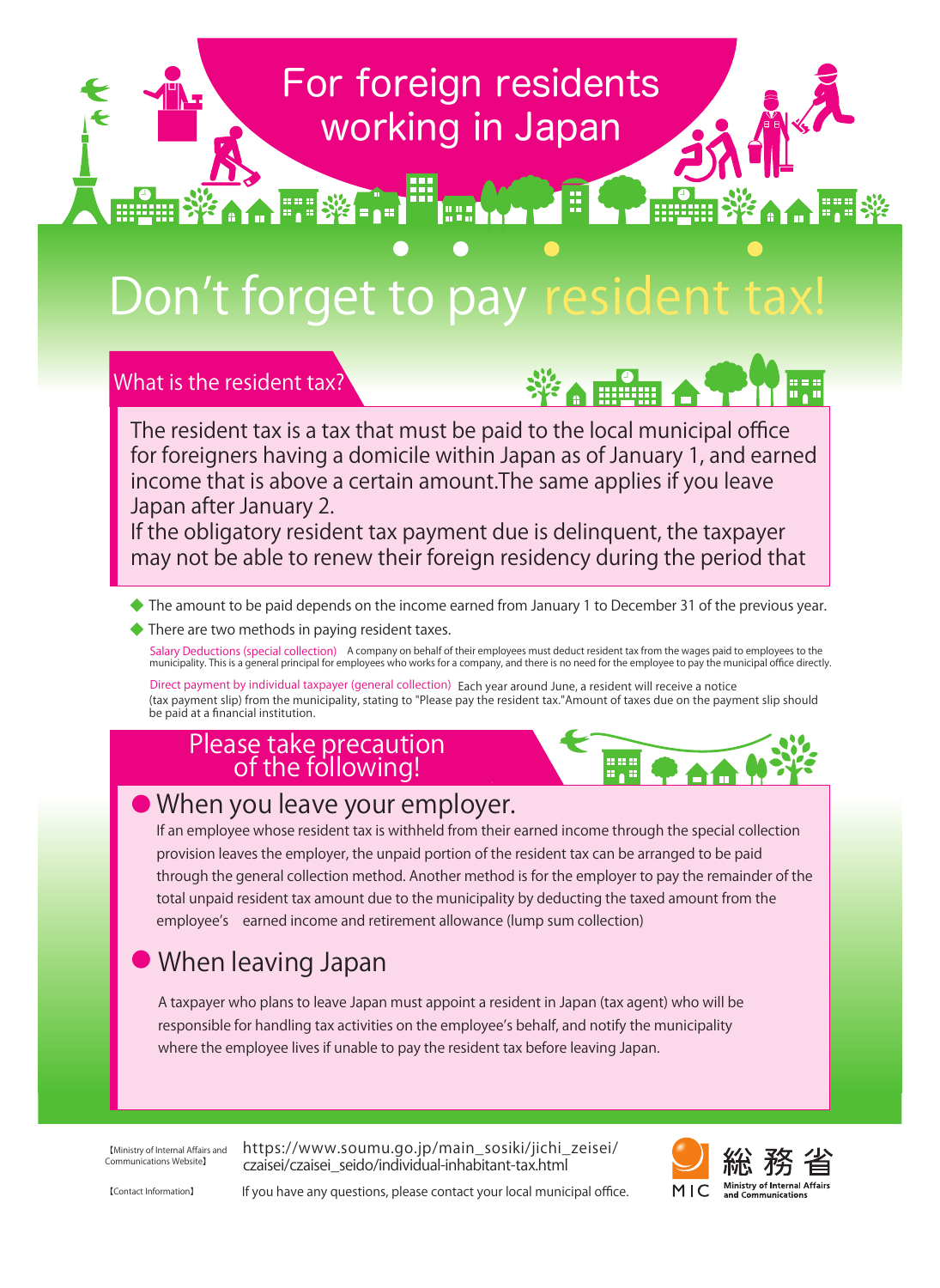For foreign residents working in Japan

# Don't forget to pay resident tax!

## What is the resident tax?

The resident tax is a tax that must be paid to the local municipal office for foreigners having a domicile within Japan as of January 1, and earned income that is above a certain amount.The same applies if you leave Japan after January 2.
If the obligatory resident tax payment due is delinquent, the taxpayer may not be able to renew their foreign residency during the period that

- The amount to be paid depends on the income earned from January 1 to December 31 of the previous year.
- There are two methods in paying resident taxes.

Salary Deductions (special collection) A company on behalf of their employees must deduct resident tax from the wages paid to employees to the municipality. This is a general principal for employees who works for a company, and there is no need for the employee to pay the municipal office directly.

Direct payment by individual taxpayer (general collection) Each year around June, a resident will receive a notice (tax payment slip) from the municipality, stating to "Please pay the resident tax."Amount of taxes due on the payment slip should be paid at a financial institution.

## Please take precaution of the following!

### When you leave your employer.

If an employee whose resident tax is withheld from their earned income through the special collection provision leaves the employer, the unpaid portion of the resident tax can be arranged to be paid through the general collection method. Another method is for the employer to pay the remainder of the total unpaid resident tax amount due to the municipality by deducting the taxed amount from the employee's earned income and retirement allowance (lump sum collection)

### When leaving Japan

A taxpayer who plans to leave Japan must appoint a resident in Japan (tax agent) who will be responsible for handling tax activities on the employee's behalf, and notify the municipality where the employee lives if unable to pay the resident tax before leaving Japan.

【Ministry of Internal Affairs and Communications Website】 https://www.soumu.go.jp/main_sosiki/jichi_zeisei/czaisei/czaisei_seido/individual-inhabitant-tax.html

【Contact Information】 If you have any questions, please contact your local municipal office.

MIC 総務省 Ministry of Internal Affairs and Communications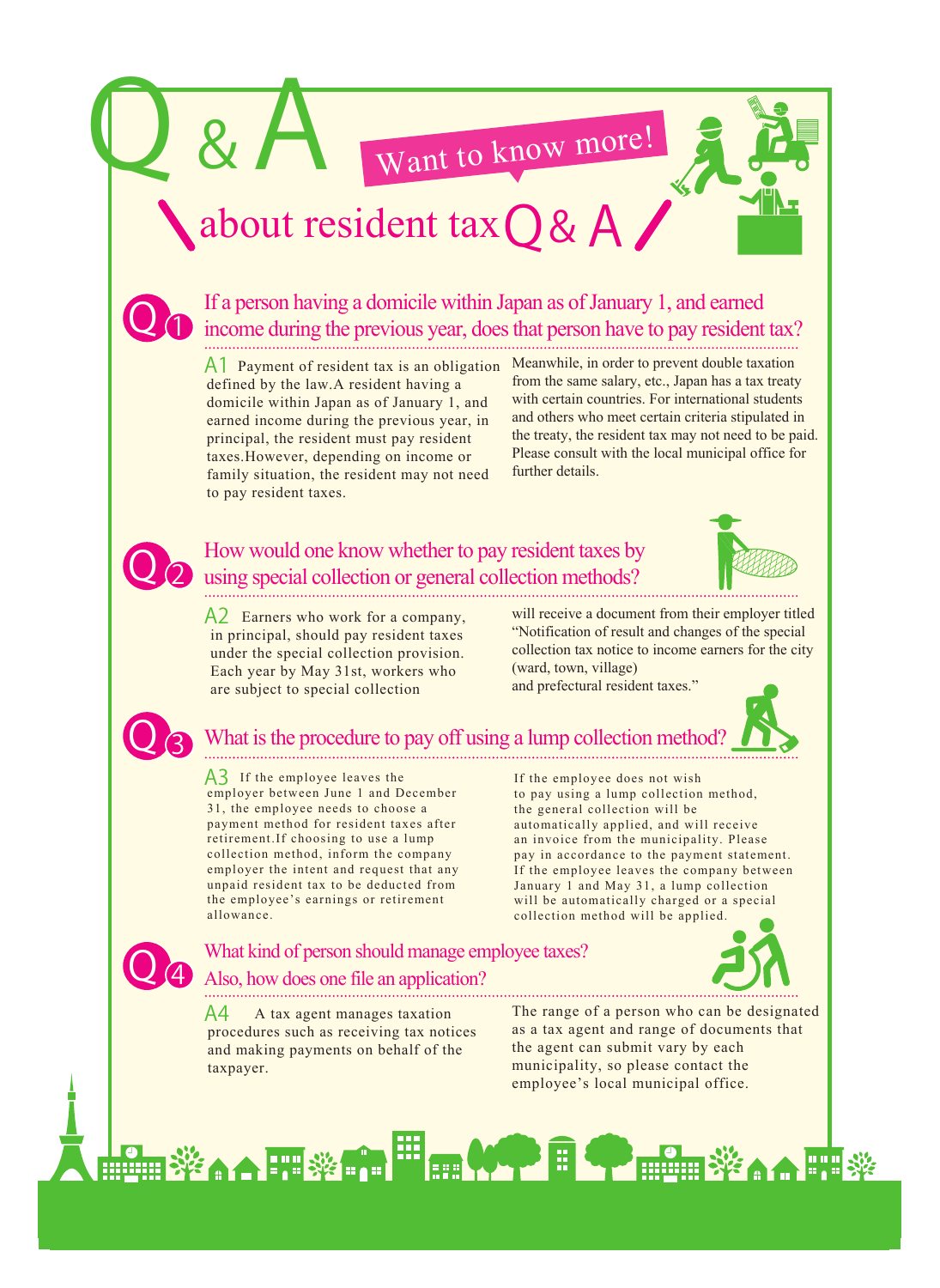# Q & A

Want to know more!

## about resident tax Q & A

### Q1 If a person having a domicile within Japan as of January 1, and earned income during the previous year, does that person have to pay resident tax?

A1 Payment of resident tax is an obligation defined by the law.A resident having a domicile within Japan as of January 1, and earned income during the previous year, in principal, the resident must pay resident taxes.However, depending on income or family situation, the resident may not need to pay resident taxes.

Meanwhile, in order to prevent double taxation from the same salary, etc., Japan has a tax treaty with certain countries. For international students and others who meet certain criteria stipulated in the treaty, the resident tax may not need to be paid. Please consult with the local municipal office for further details.

### Q2 How would one know whether to pay resident taxes by using special collection or general collection methods?

A2 Earners who work for a company, in principal, should pay resident taxes under the special collection provision. Each year by May 31st, workers who are subject to special collection will receive a document from their employer titled "Notification of result and changes of the special collection tax notice to income earners for the city (ward, town, village) and prefectural resident taxes."

### Q3 What is the procedure to pay off using a lump collection method?

A3 If the employee leaves the employer between June 1 and December 31, the employee needs to choose a payment method for resident taxes after retirement.If choosing to use a lump collection method, inform the company employer the intent and request that any unpaid resident tax to be deducted from the employee's earnings or retirement allowance.

If the employee does not wish to pay using a lump collection method, the general collection will be automatically applied, and will receive an invoice from the municipality. Please pay in accordance to the payment statement. If the employee leaves the company between January 1 and May 31, a lump collection will be automatically charged or a special collection method will be applied.

### Q4 What kind of person should manage employee taxes? Also, how does one file an application?

A4 A tax agent manages taxation procedures such as receiving tax notices and making payments on behalf of the taxpayer.

The range of a person who can be designated as a tax agent and range of documents that the agent can submit vary by each municipality, so please contact the employee's local municipal office.